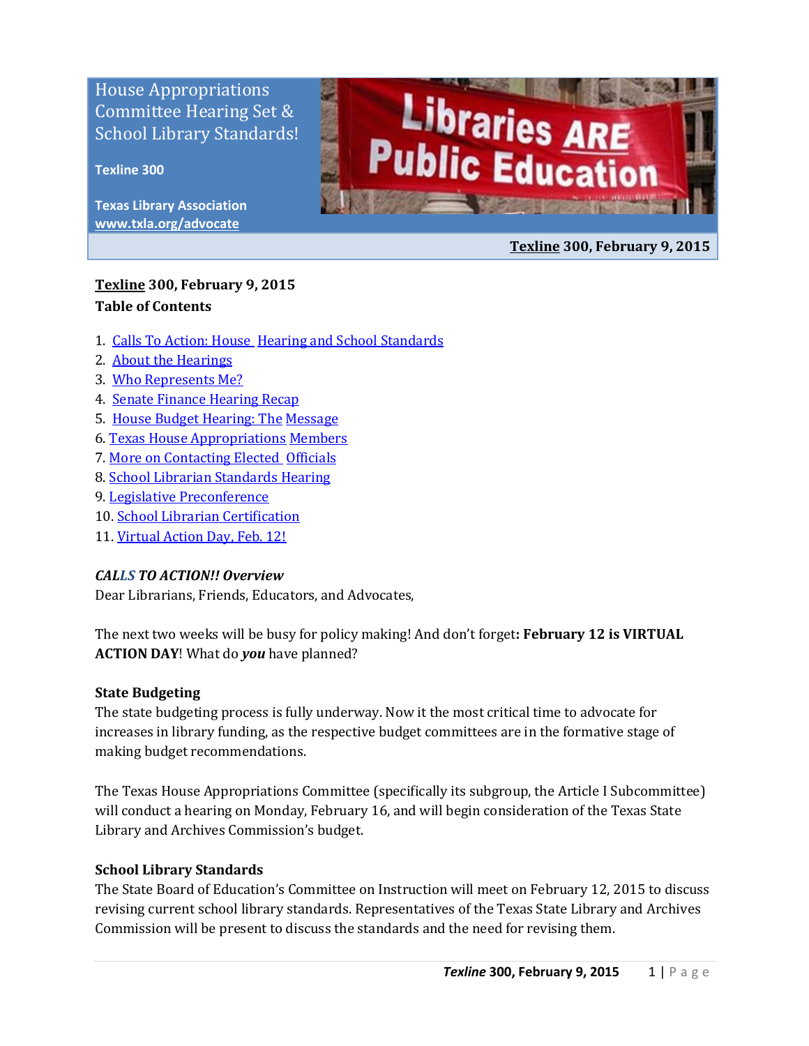# House Appropriations Committee Hearing Set & School Library Standards!

**Texline 300**

**Texas Library Association**
**www.txla.org/advocate**

**Texline 300, February 9, 2015**

**Texline 300, February 9, 2015**
**Table of Contents**

1. Calls To Action: House Hearing and School Standards
2. About the Hearings
3. Who Represents Me?
4. Senate Finance Hearing Recap
5. House Budget Hearing: The Message
6. Texas House Appropriations Members
7. More on Contacting Elected Officials
8. School Librarian Standards Hearing
9. Legislative Preconference
10. School Librarian Certification
11. Virtual Action Day, Feb. 12!

***CALLS TO ACTION!! Overview***

Dear Librarians, Friends, Educators, and Advocates,

The next two weeks will be busy for policy making! And don't forget**: February 12 is VIRTUAL ACTION DAY**! What do ***you*** have planned?

**State Budgeting**

The state budgeting process is fully underway. Now it the most critical time to advocate for increases in library funding, as the respective budget committees are in the formative stage of making budget recommendations.

The Texas House Appropriations Committee (specifically its subgroup, the Article I Subcommittee) will conduct a hearing on Monday, February 16, and will begin consideration of the Texas State Library and Archives Commission's budget.

**School Library Standards**

The State Board of Education's Committee on Instruction will meet on February 12, 2015 to discuss revising current school library standards. Representatives of the Texas State Library and Archives Commission will be present to discuss the standards and the need for revising them.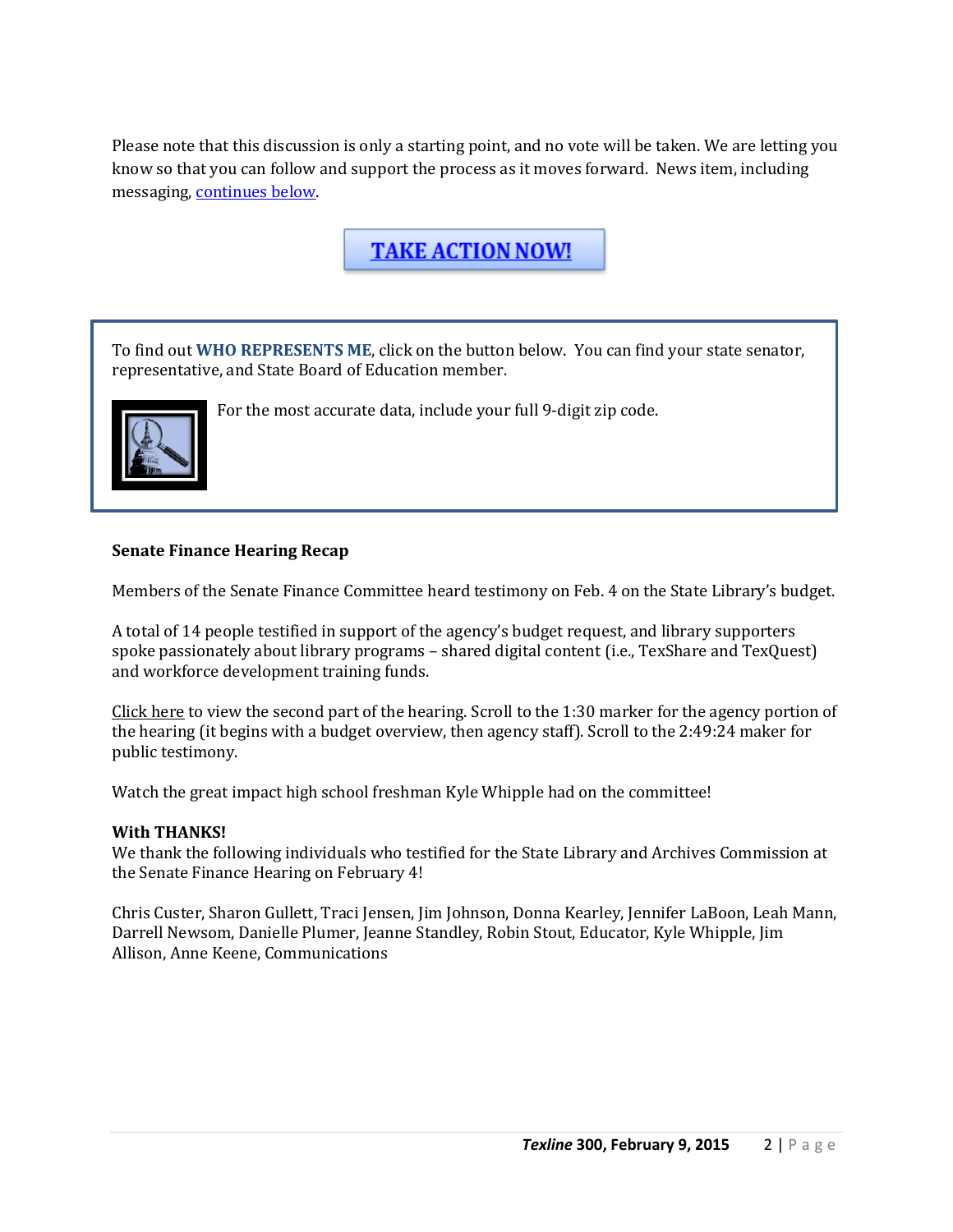Please note that this discussion is only a starting point, and no vote will be taken. We are letting you know so that you can follow and support the process as it moves forward. News item, including messaging, continues below.

**TAKE ACTION NOW!**

To find out **WHO REPRESENTS ME**, click on the button below. You can find your state senator, representative, and State Board of Education member.

For the most accurate data, include your full 9-digit zip code.

**Senate Finance Hearing Recap**

Members of the Senate Finance Committee heard testimony on Feb. 4 on the State Library's budget.

A total of 14 people testified in support of the agency's budget request, and library supporters spoke passionately about library programs – shared digital content (i.e., TexShare and TexQuest) and workforce development training funds.

Click here to view the second part of the hearing. Scroll to the 1:30 marker for the agency portion of the hearing (it begins with a budget overview, then agency staff). Scroll to the 2:49:24 maker for public testimony.

Watch the great impact high school freshman Kyle Whipple had on the committee!

**With THANKS!**
We thank the following individuals who testified for the State Library and Archives Commission at the Senate Finance Hearing on February 4!

Chris Custer, Sharon Gullett, Traci Jensen, Jim Johnson, Donna Kearley, Jennifer LaBoon, Leah Mann, Darrell Newsom, Danielle Plumer, Jeanne Standley, Robin Stout, Educator, Kyle Whipple, Jim Allison, Anne Keene, Communications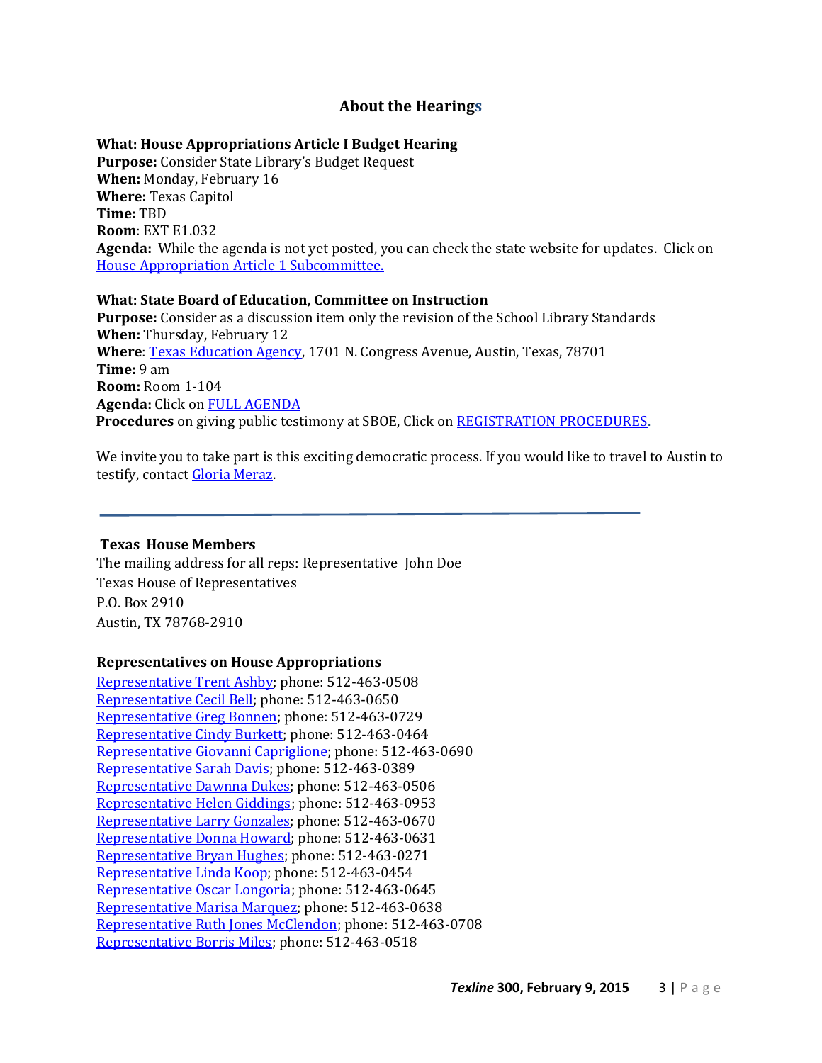## About the Hearings

**What: House Appropriations Article I Budget Hearing**
**Purpose:** Consider State Library's Budget Request
**When:** Monday, February 16
**Where:** Texas Capitol
**Time:** TBD
**Room**: EXT E1.032
**Agenda:** While the agenda is not yet posted, you can check the state website for updates. Click on [House Appropriation Article 1 Subcommittee.]()

**What: State Board of Education, Committee on Instruction**
**Purpose:** Consider as a discussion item only the revision of the School Library Standards
**When:** Thursday, February 12
**Where**: [Texas Education Agency](), 1701 N. Congress Avenue, Austin, Texas, 78701
**Time:** 9 am
**Room:** Room 1-104
**Agenda:** Click on [FULL AGENDA]()
**Procedures** on giving public testimony at SBOE, Click on [REGISTRATION PROCEDURES.]()

We invite you to take part is this exciting democratic process. If you would like to travel to Austin to testify, contact [Gloria Meraz]().

---

**Texas House Members**
The mailing address for all reps: Representative John Doe
Texas House of Representatives
P.O. Box 2910
Austin, TX 78768-2910

**Representatives on House Appropriations**
[Representative Trent Ashby](); phone: 512-463-0508
[Representative Cecil Bell](); phone: 512-463-0650
[Representative Greg Bonnen](); phone: 512-463-0729
[Representative Cindy Burkett](); phone: 512-463-0464
[Representative Giovanni Capriglione](); phone: 512-463-0690
[Representative Sarah Davis](); phone: 512-463-0389
[Representative Dawnna Dukes](); phone: 512-463-0506
[Representative Helen Giddings](); phone: 512-463-0953
[Representative Larry Gonzales](); phone: 512-463-0670
[Representative Donna Howard](); phone: 512-463-0631
[Representative Bryan Hughes](); phone: 512-463-0271
[Representative Linda Koop](); phone: 512-463-0454
[Representative Oscar Longoria](); phone: 512-463-0645
[Representative Marisa Marquez](); phone: 512-463-0638
[Representative Ruth Jones McClendon](); phone: 512-463-0708
[Representative Borris Miles](); phone: 512-463-0518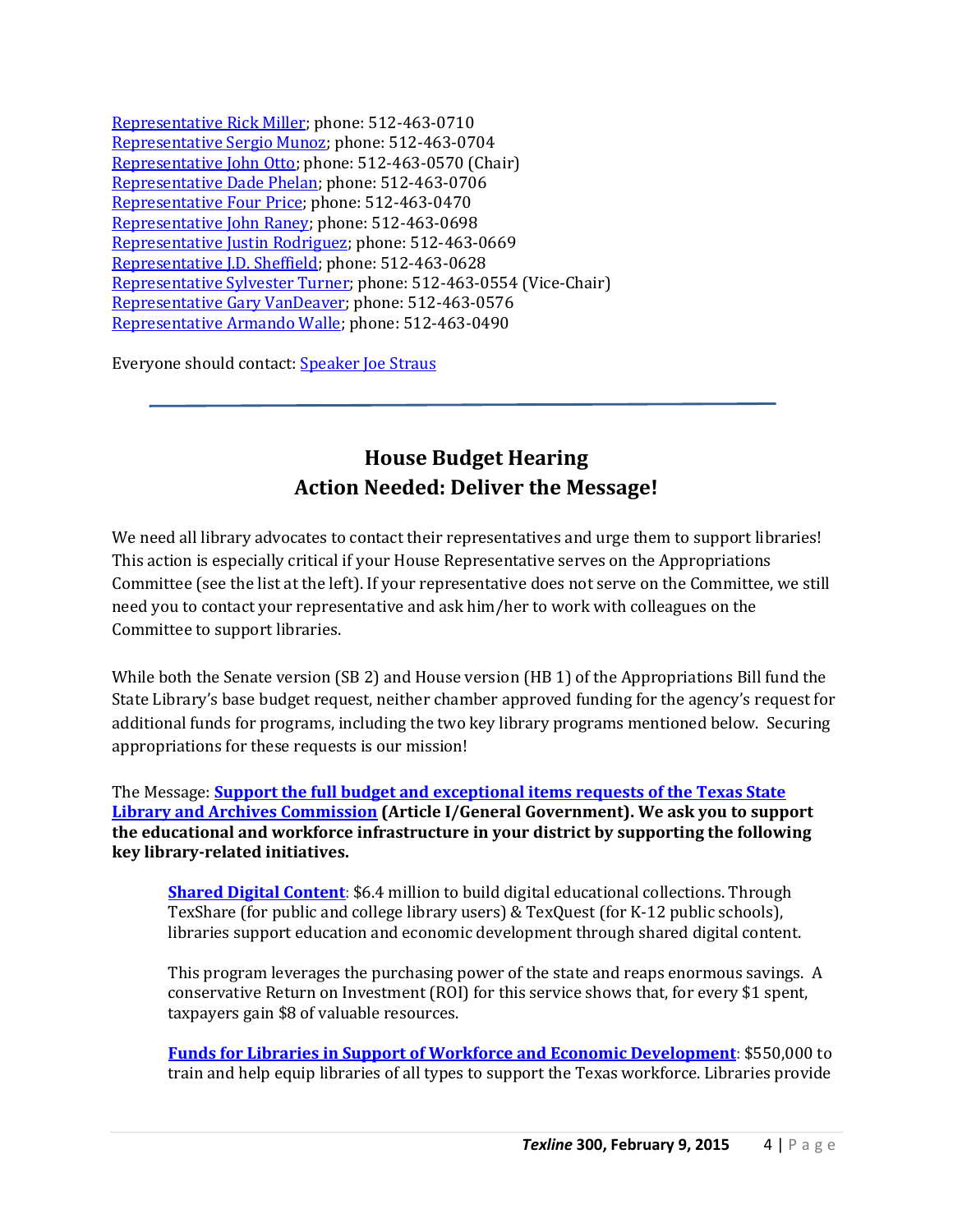Representative Rick Miller; phone: 512-463-0710
Representative Sergio Munoz; phone: 512-463-0704
Representative John Otto; phone: 512-463-0570 (Chair)
Representative Dade Phelan; phone: 512-463-0706
Representative Four Price; phone: 512-463-0470
Representative John Raney; phone: 512-463-0698
Representative Justin Rodriguez; phone: 512-463-0669
Representative J.D. Sheffield; phone: 512-463-0628
Representative Sylvester Turner; phone: 512-463-0554 (Vice-Chair)
Representative Gary VanDeaver; phone: 512-463-0576
Representative Armando Walle; phone: 512-463-0490

Everyone should contact: Speaker Joe Straus

---

## House Budget Hearing
## Action Needed: Deliver the Message!

We need all library advocates to contact their representatives and urge them to support libraries! This action is especially critical if your House Representative serves on the Appropriations Committee (see the list at the left). If your representative does not serve on the Committee, we still need you to contact your representative and ask him/her to work with colleagues on the Committee to support libraries.

While both the Senate version (SB 2) and House version (HB 1) of the Appropriations Bill fund the State Library's base budget request, neither chamber approved funding for the agency's request for additional funds for programs, including the two key library programs mentioned below. Securing appropriations for these requests is our mission!

The Message: **Support the full budget and exceptional items requests of the Texas State Library and Archives Commission (Article I/General Government). We ask you to support the educational and workforce infrastructure in your district by supporting the following key library-related initiatives.**

> **Shared Digital Content**: $6.4 million to build digital educational collections. Through TexShare (for public and college library users) & TexQuest (for K-12 public schools), libraries support education and economic development through shared digital content.
>
> This program leverages the purchasing power of the state and reaps enormous savings. A conservative Return on Investment (ROI) for this service shows that, for every $1 spent, taxpayers gain $8 of valuable resources.
>
> **Funds for Libraries in Support of Workforce and Economic Development**: $550,000 to train and help equip libraries of all types to support the Texas workforce. Libraries provide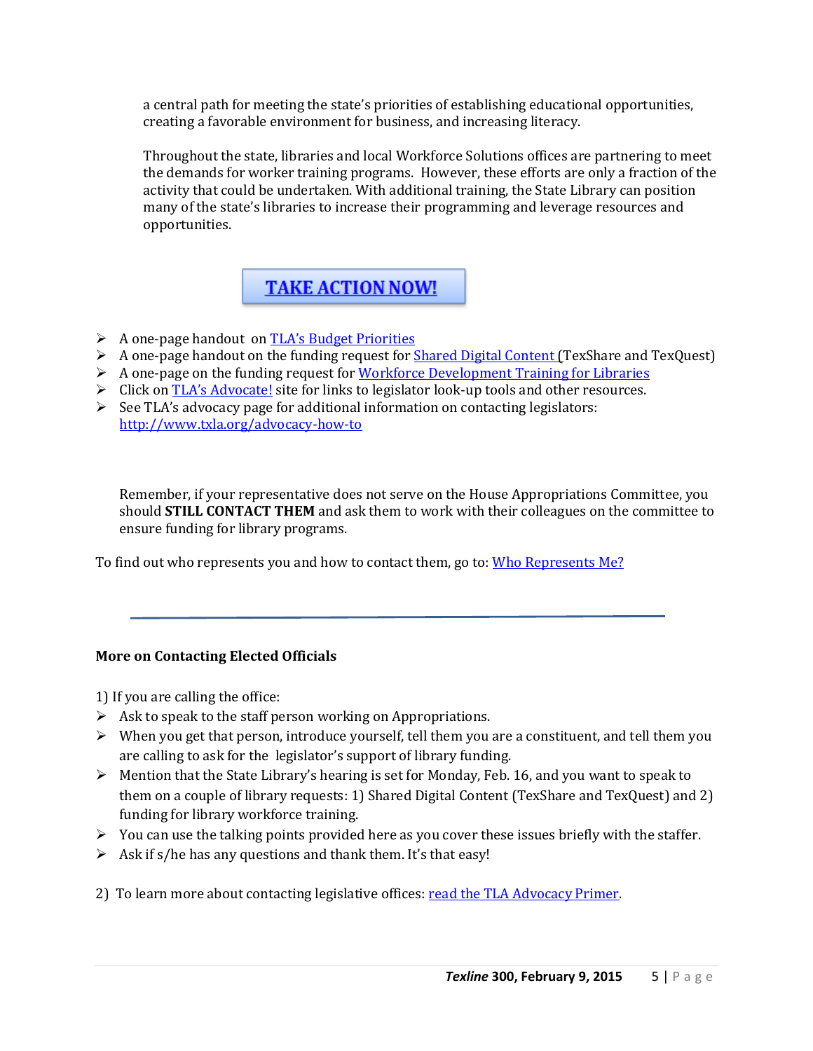a central path for meeting the state's priorities of establishing educational opportunities, creating a favorable environment for business, and increasing literacy.

Throughout the state, libraries and local Workforce Solutions offices are partnering to meet the demands for worker training programs. However, these efforts are only a fraction of the activity that could be undertaken. With additional training, the State Library can position many of the state's libraries to increase their programming and leverage resources and opportunities.

**TAKE ACTION NOW!**

- A one-page handout on TLA's Budget Priorities
- A one-page handout on the funding request for Shared Digital Content (TexShare and TexQuest)
- A one-page on the funding request for Workforce Development Training for Libraries
- Click on TLA's Advocate! site for links to legislator look-up tools and other resources.
- See TLA's advocacy page for additional information on contacting legislators: http://www.txla.org/advocacy-how-to

Remember, if your representative does not serve on the House Appropriations Committee, you should **STILL CONTACT THEM** and ask them to work with their colleagues on the committee to ensure funding for library programs.

To find out who represents you and how to contact them, go to: Who Represents Me?

---

**More on Contacting Elected Officials**

1) If you are calling the office:

- Ask to speak to the staff person working on Appropriations.
- When you get that person, introduce yourself, tell them you are a constituent, and tell them you are calling to ask for the legislator's support of library funding.
- Mention that the State Library's hearing is set for Monday, Feb. 16, and you want to speak to them on a couple of library requests: 1) Shared Digital Content (TexShare and TexQuest) and 2) funding for library workforce training.
- You can use the talking points provided here as you cover these issues briefly with the staffer.
- Ask if s/he has any questions and thank them. It's that easy!

2) To learn more about contacting legislative offices: read the TLA Advocacy Primer.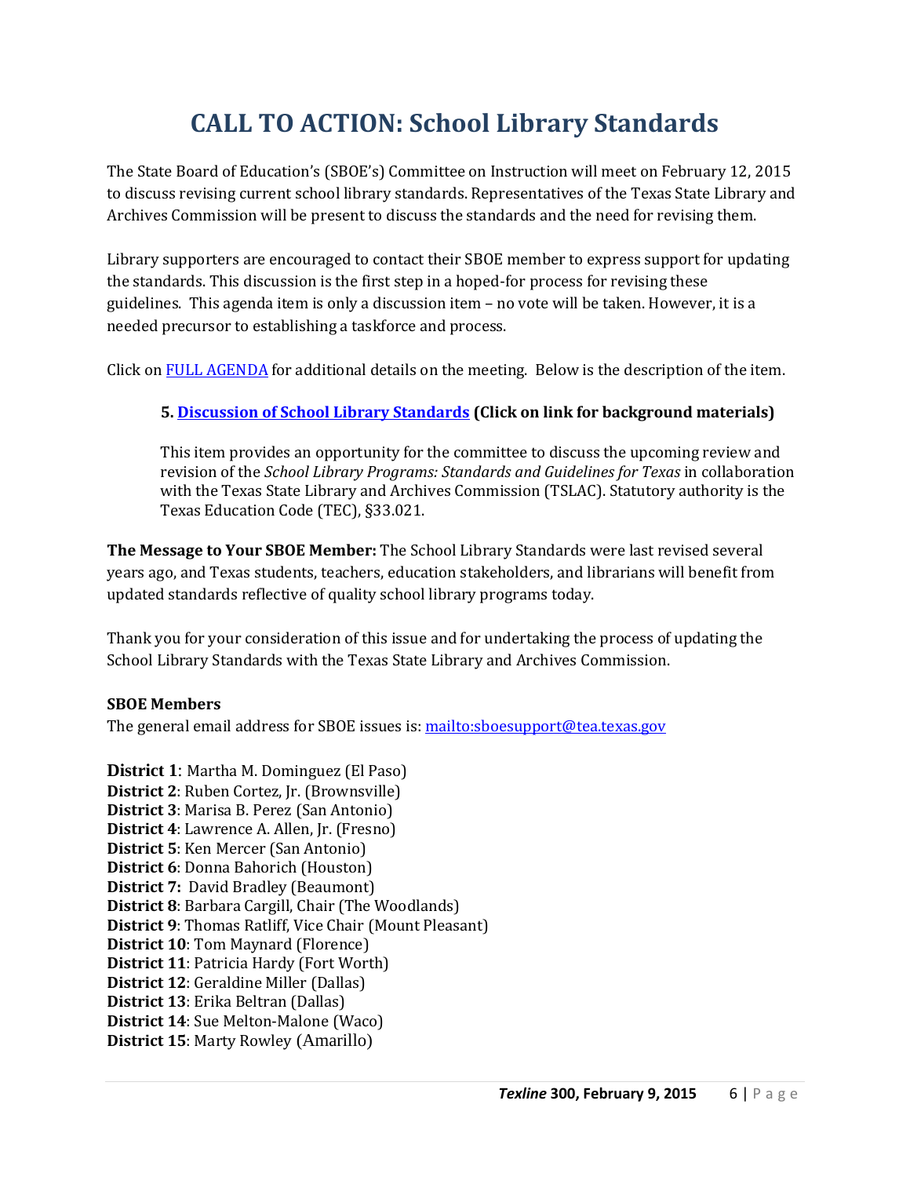# CALL TO ACTION: School Library Standards

The State Board of Education's (SBOE's) Committee on Instruction will meet on February 12, 2015 to discuss revising current school library standards. Representatives of the Texas State Library and Archives Commission will be present to discuss the standards and the need for revising them.

Library supporters are encouraged to contact their SBOE member to express support for updating the standards. This discussion is the first step in a hoped-for process for revising these guidelines. This agenda item is only a discussion item – no vote will be taken. However, it is a needed precursor to establishing a taskforce and process.

Click on FULL AGENDA for additional details on the meeting. Below is the description of the item.

> **5. Discussion of School Library Standards (Click on link for background materials)**
>
> This item provides an opportunity for the committee to discuss the upcoming review and revision of the *School Library Programs: Standards and Guidelines for Texas* in collaboration with the Texas State Library and Archives Commission (TSLAC). Statutory authority is the Texas Education Code (TEC), §33.021.

**The Message to Your SBOE Member:** The School Library Standards were last revised several years ago, and Texas students, teachers, education stakeholders, and librarians will benefit from updated standards reflective of quality school library programs today.

Thank you for your consideration of this issue and for undertaking the process of updating the School Library Standards with the Texas State Library and Archives Commission.

**SBOE Members**
The general email address for SBOE issues is: mailto:sboesupport@tea.texas.gov

**District 1**: Martha M. Dominguez (El Paso)
**District 2**: Ruben Cortez, Jr. (Brownsville)
**District 3**: Marisa B. Perez (San Antonio)
**District 4**: Lawrence A. Allen, Jr. (Fresno)
**District 5**: Ken Mercer (San Antonio)
**District 6**: Donna Bahorich (Houston)
**District 7:** David Bradley (Beaumont)
**District 8**: Barbara Cargill, Chair (The Woodlands)
**District 9**: Thomas Ratliff, Vice Chair (Mount Pleasant)
**District 10**: Tom Maynard (Florence)
**District 11**: Patricia Hardy (Fort Worth)
**District 12**: Geraldine Miller (Dallas)
**District 13**: Erika Beltran (Dallas)
**District 14**: Sue Melton-Malone (Waco)
**District 15**: Marty Rowley (Amarillo)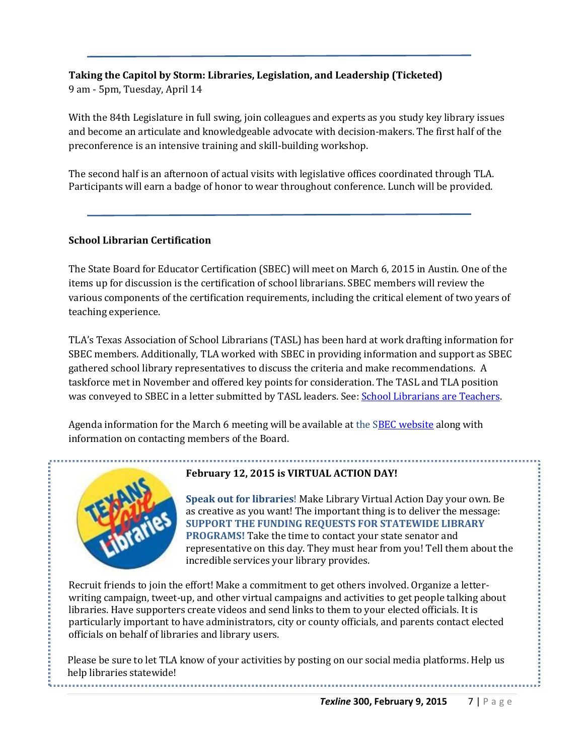**Taking the Capitol by Storm: Libraries, Legislation, and Leadership (Ticketed)**
9 am - 5pm, Tuesday, April 14

With the 84th Legislature in full swing, join colleagues and experts as you study key library issues and become an articulate and knowledgeable advocate with decision-makers. The first half of the preconference is an intensive training and skill-building workshop.

The second half is an afternoon of actual visits with legislative offices coordinated through TLA. Participants will earn a badge of honor to wear throughout conference. Lunch will be provided.

---

**School Librarian Certification**

The State Board for Educator Certification (SBEC) will meet on March 6, 2015 in Austin. One of the items up for discussion is the certification of school librarians. SBEC members will review the various components of the certification requirements, including the critical element of two years of teaching experience.

TLA's Texas Association of School Librarians (TASL) has been hard at work drafting information for SBEC members. Additionally, TLA worked with SBEC in providing information and support as SBEC gathered school library representatives to discuss the criteria and make recommendations. A taskforce met in November and offered key points for consideration. The TASL and TLA position was conveyed to SBEC in a letter submitted by TASL leaders. See: School Librarians are Teachers.

Agenda information for the March 6 meeting will be available at the SBEC website along with information on contacting members of the Board.

---

**February 12, 2015 is VIRTUAL ACTION DAY!**

**Speak out for libraries**! Make Library Virtual Action Day your own. Be as creative as you want! The important thing is to deliver the message: **SUPPORT THE FUNDING REQUESTS FOR STATEWIDE LIBRARY PROGRAMS!** Take the time to contact your state senator and representative on this day. They must hear from you! Tell them about the incredible services your library provides.

Recruit friends to join the effort! Make a commitment to get others involved. Organize a letter-writing campaign, tweet-up, and other virtual campaigns and activities to get people talking about libraries. Have supporters create videos and send links to them to your elected officials. It is particularly important to have administrators, city or county officials, and parents contact elected officials on behalf of libraries and library users.

Please be sure to let TLA know of your activities by posting on our social media platforms. Help us help libraries statewide!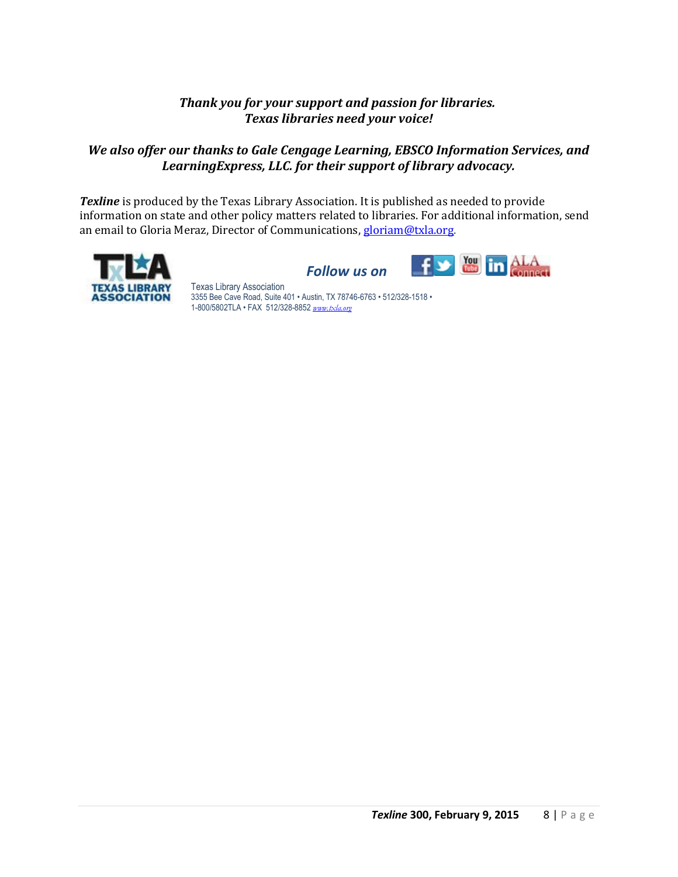*Thank you for your support and passion for libraries.*
*Texas libraries need your voice!*

*We also offer our thanks to Gale Cengage Learning, EBSCO Information Services, and LearningExpress, LLC. for their support of library advocacy.*

***Texline*** is produced by the Texas Library Association. It is published as needed to provide information on state and other policy matters related to libraries. For additional information, send an email to Gloria Meraz, Director of Communications, gloriam@txla.org.

TxLA TEXAS LIBRARY ASSOCIATION

*Follow us on*

Texas Library Association
3355 Bee Cave Road, Suite 401 • Austin, TX 78746-6763 • 512/328-1518 •
1-800/5802TLA • FAX 512/328-8852 www.txla.org